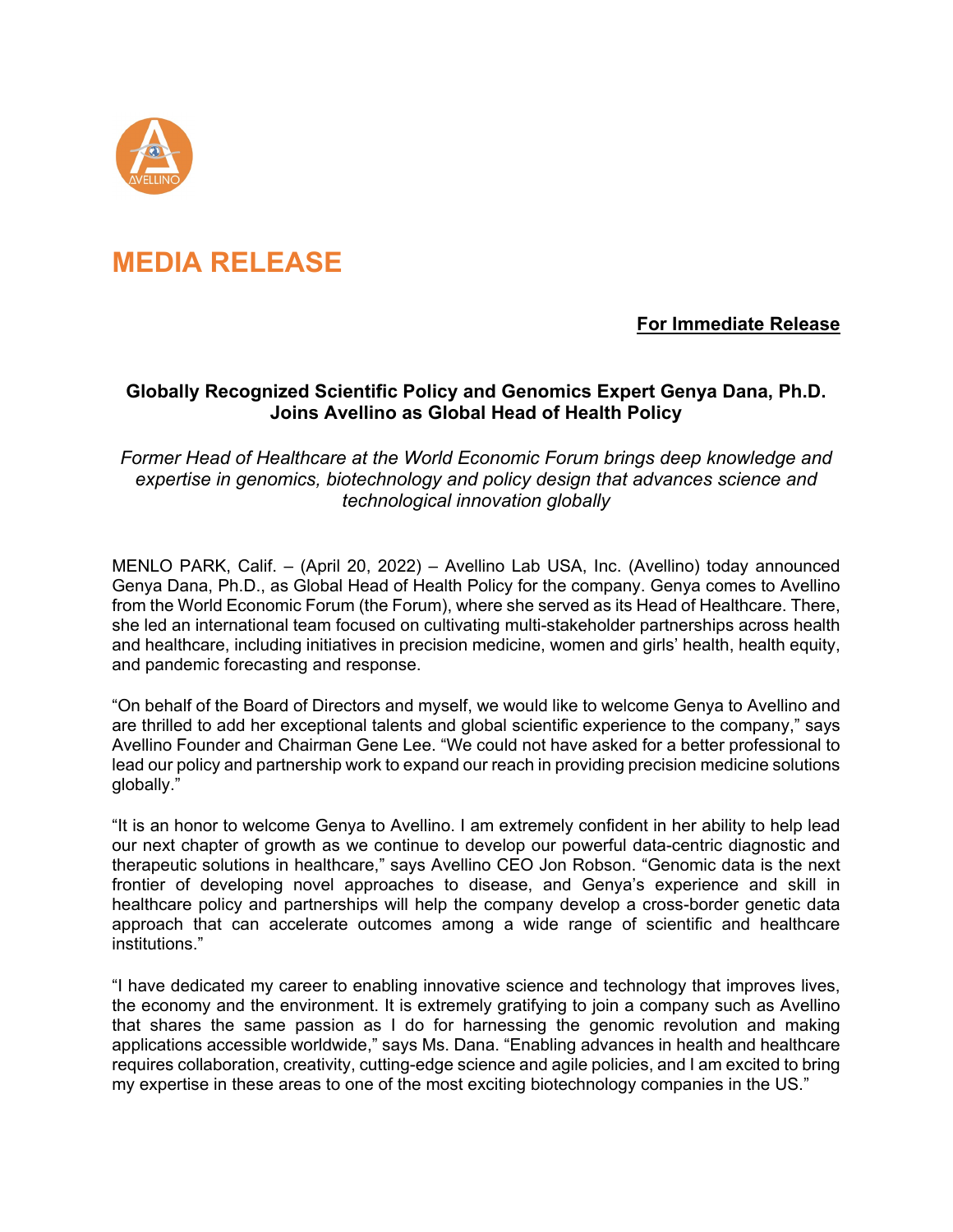# MEDIA RELEASE

**For Immediate Release**

## Globally Recognized Scientific Policy and Genomics Expert Genya Dana, Ph.D. Joins Avellino as Global Head of Health Policy

*Former Head of Healthcare at the World Economic Forum brings deep knowledge and expertise in genomics, biotechnology and policy design that advances science and technological innovation globally*

MENLO PARK, Calif. – (April 20, 2022) – Avellino Lab USA, Inc. (Avellino) today announced Genya Dana, Ph.D., as Global Head of Health Policy for the company. Genya comes to Avellino from the World Economic Forum (the Forum), where she served as its Head of Healthcare. There, she led an international team focused on cultivating multi-stakeholder partnerships across health and healthcare, including initiatives in precision medicine, women and girls' health, health equity, and pandemic forecasting and response.

"On behalf of the Board of Directors and myself, we would like to welcome Genya to Avellino and are thrilled to add her exceptional talents and global scientific experience to the company," says Avellino Founder and Chairman Gene Lee. "We could not have asked for a better professional to lead our policy and partnership work to expand our reach in providing precision medicine solutions globally."

"It is an honor to welcome Genya to Avellino. I am extremely confident in her ability to help lead our next chapter of growth as we continue to develop our powerful data-centric diagnostic and therapeutic solutions in healthcare," says Avellino CEO Jon Robson. "Genomic data is the next frontier of developing novel approaches to disease, and Genya's experience and skill in healthcare policy and partnerships will help the company develop a cross-border genetic data approach that can accelerate outcomes among a wide range of scientific and healthcare institutions."

"I have dedicated my career to enabling innovative science and technology that improves lives, the economy and the environment. It is extremely gratifying to join a company such as Avellino that shares the same passion as I do for harnessing the genomic revolution and making applications accessible worldwide," says Ms. Dana. "Enabling advances in health and healthcare requires collaboration, creativity, cutting-edge science and agile policies, and I am excited to bring my expertise in these areas to one of the most exciting biotechnology companies in the US."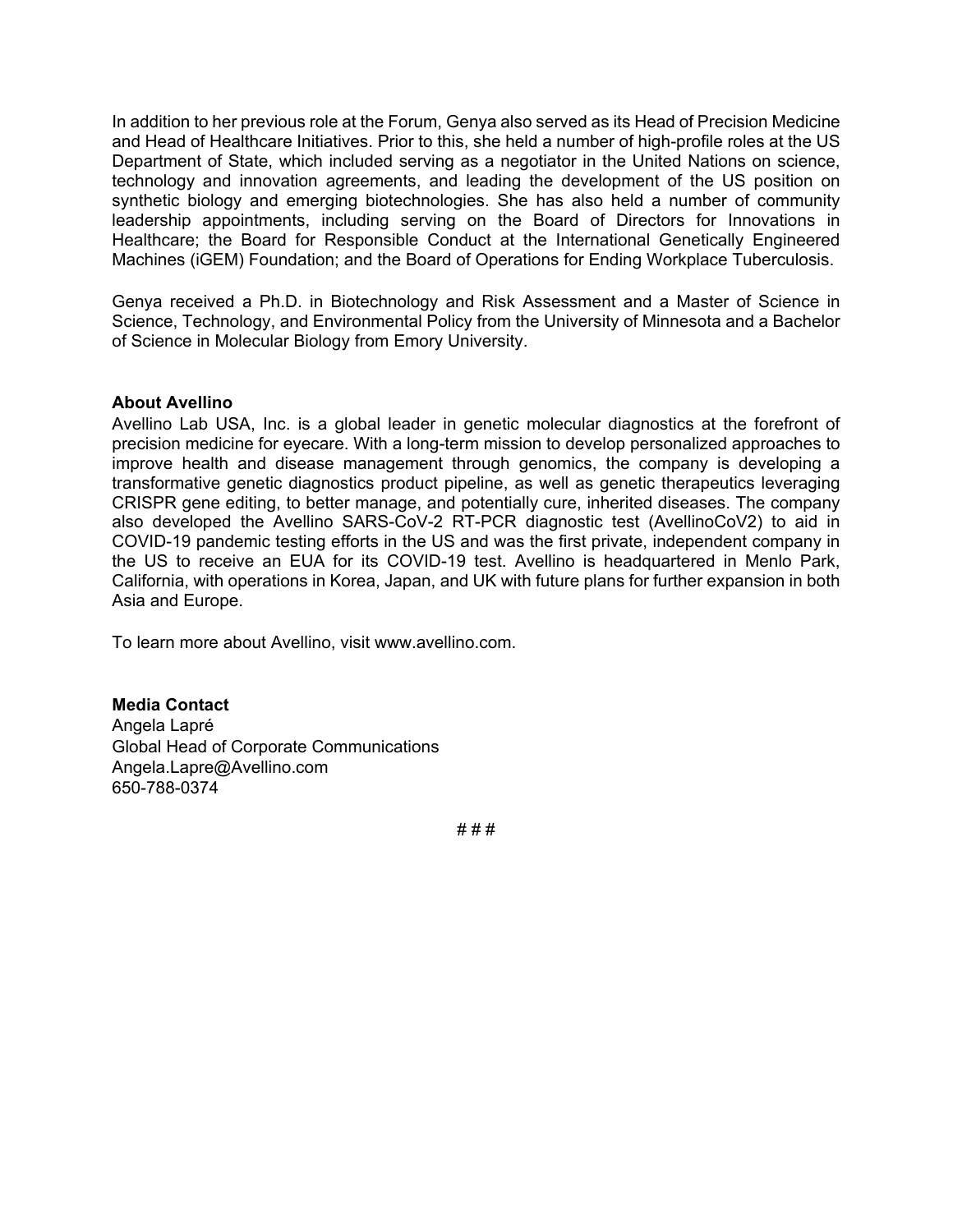In addition to her previous role at the Forum, Genya also served as its Head of Precision Medicine and Head of Healthcare Initiatives. Prior to this, she held a number of high-profile roles at the US Department of State, which included serving as a negotiator in the United Nations on science, technology and innovation agreements, and leading the development of the US position on synthetic biology and emerging biotechnologies. She has also held a number of community leadership appointments, including serving on the Board of Directors for Innovations in Healthcare; the Board for Responsible Conduct at the International Genetically Engineered Machines (iGEM) Foundation; and the Board of Operations for Ending Workplace Tuberculosis.

Genya received a Ph.D. in Biotechnology and Risk Assessment and a Master of Science in Science, Technology, and Environmental Policy from the University of Minnesota and a Bachelor of Science in Molecular Biology from Emory University.

**About Avellino**

Avellino Lab USA, Inc. is a global leader in genetic molecular diagnostics at the forefront of precision medicine for eyecare. With a long-term mission to develop personalized approaches to improve health and disease management through genomics, the company is developing a transformative genetic diagnostics product pipeline, as well as genetic therapeutics leveraging CRISPR gene editing, to better manage, and potentially cure, inherited diseases. The company also developed the Avellino SARS-CoV-2 RT-PCR diagnostic test (AvellinoCoV2) to aid in COVID-19 pandemic testing efforts in the US and was the first private, independent company in the US to receive an EUA for its COVID-19 test. Avellino is headquartered in Menlo Park, California, with operations in Korea, Japan, and UK with future plans for further expansion in both Asia and Europe.

To learn more about Avellino, visit www.avellino.com.

**Media Contact**

Angela Lapré
Global Head of Corporate Communications
Angela.Lapre@Avellino.com
650-788-0374

# # #